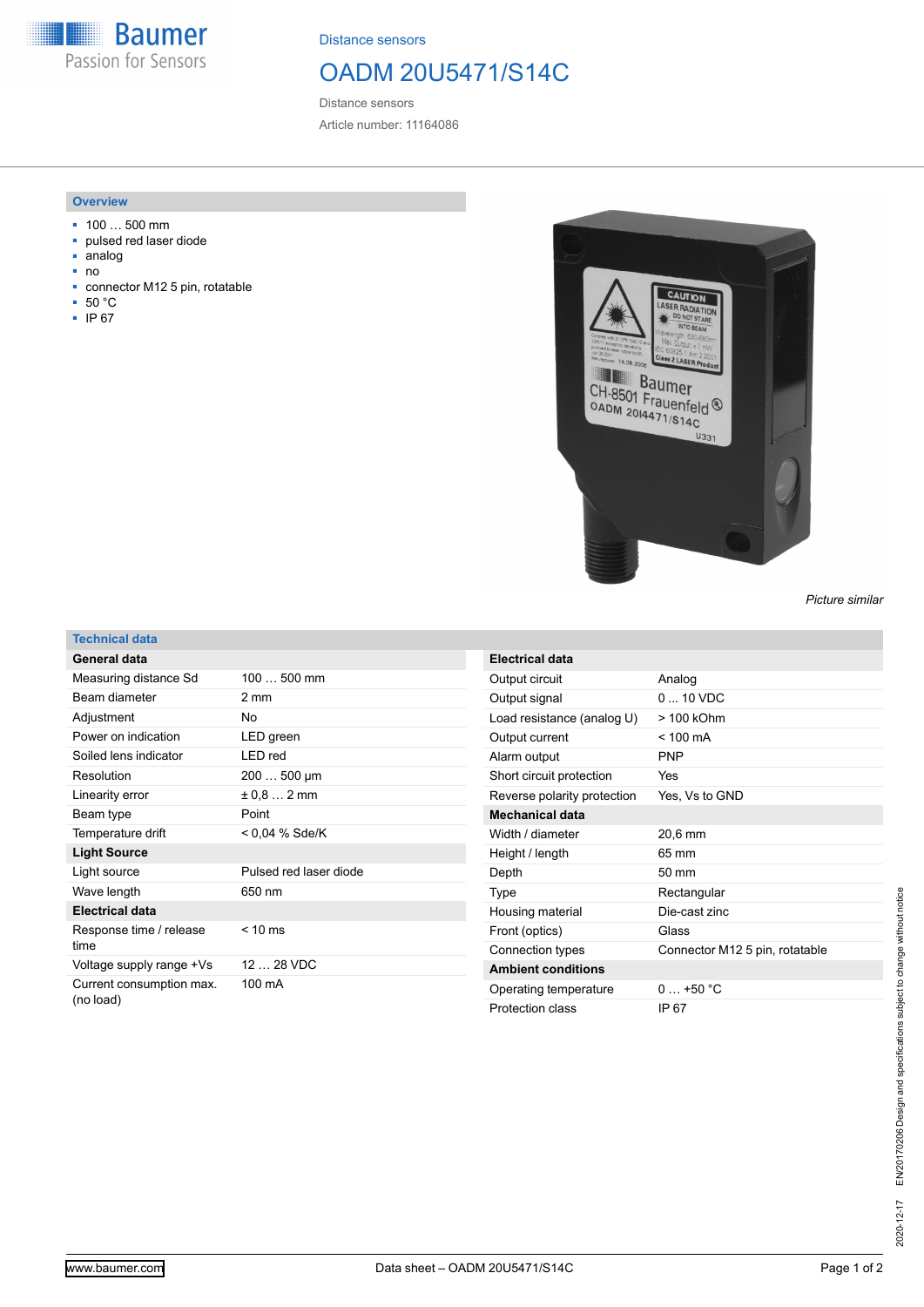Distance sensors

# OADM 20U5471/S14C

Distance sensors

Article number: 11164086

## Overview

- 100 … 500 mm
- pulsed red laser diode
- analog
- no
- connector M12 5 pin, rotatable
- 50 °C
- IP 67

*Picture similar*

## Technical data

| General data | |
|---|---|
| Measuring distance Sd | 100 … 500 mm |
| Beam diameter | 2 mm |
| Adjustment | No |
| Power on indication | LED green |
| Soiled lens indicator | LED red |
| Resolution | 200 … 500 µm |
| Linearity error | ± 0,8 … 2 mm |
| Beam type | Point |
| Temperature drift | < 0,04 % Sde/K |
| **Light Source** | |
| Light source | Pulsed red laser diode |
| Wave length | 650 nm |
| **Electrical data** | |
| Response time / release time | < 10 ms |
| Voltage supply range +Vs | 12 … 28 VDC |
| Current consumption max. (no load) | 100 mA |

| Electrical data | |
|---|---|
| Output circuit | Analog |
| Output signal | 0 ... 10 VDC |
| Load resistance (analog U) | > 100 kOhm |
| Output current | < 100 mA |
| Alarm output | PNP |
| Short circuit protection | Yes |
| Reverse polarity protection | Yes, Vs to GND |
| **Mechanical data** | |
| Width / diameter | 20,6 mm |
| Height / length | 65 mm |
| Depth | 50 mm |
| Type | Rectangular |
| Housing material | Die-cast zinc |
| Front (optics) | Glass |
| Connection types | Connector M12 5 pin, rotatable |
| **Ambient conditions** | |
| Operating temperature | 0 … +50 °C |
| Protection class | IP 67 |

2020-12-17 EN20170206 Design and specifications subject to change without notice

www.baumer.com Data sheet – OADM 20U5471/S14C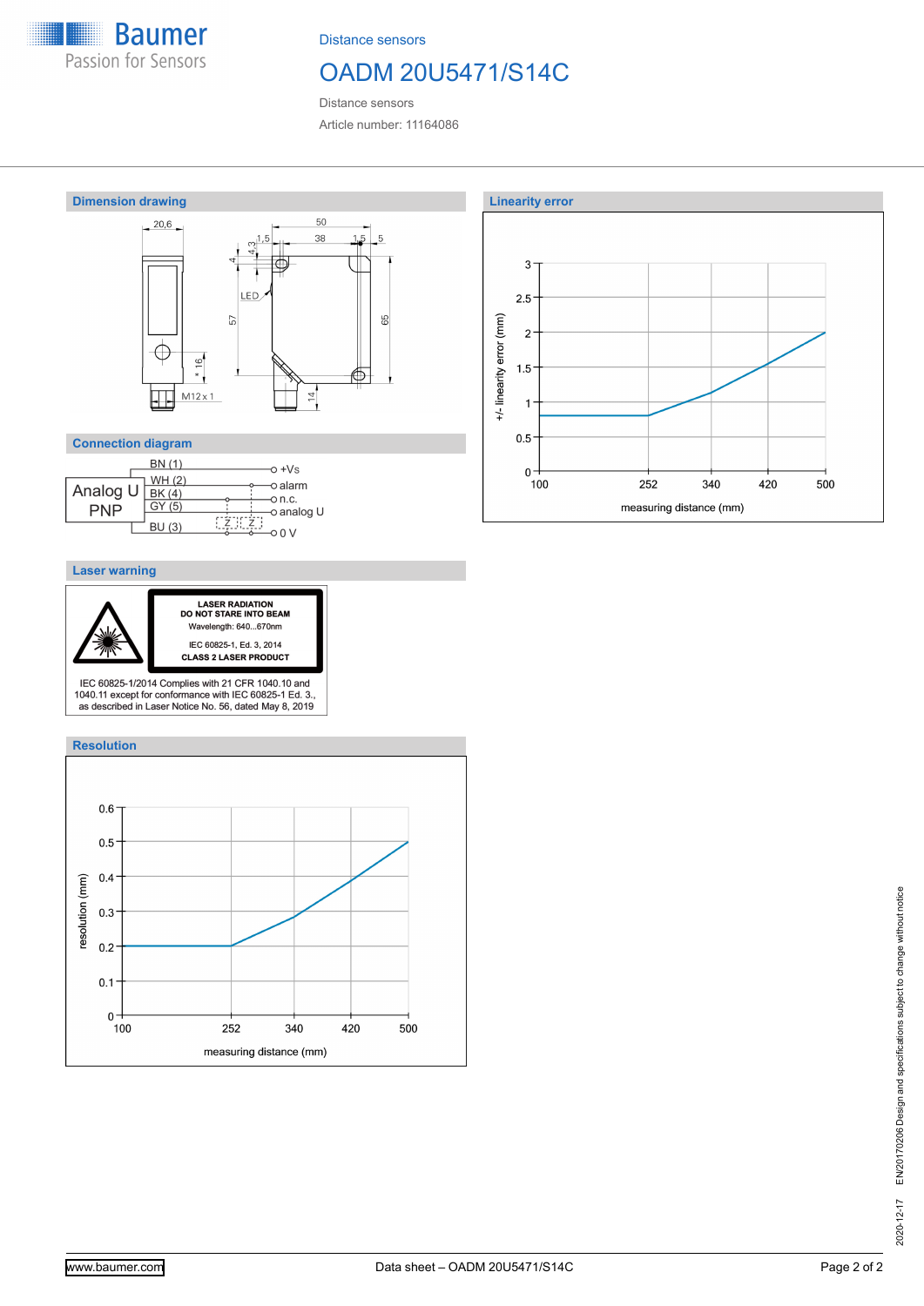Distance sensors

# OADM 20U5471/S14C

Distance sensors

Article number: 11164086

## Dimension drawing

20,6

50

38

1,5

1,5

5

4

4,3

LED

57

65

* 16

M12 x 1

14

## Connection diagram

Analog U PNP

BN (1) — +Vs

WH (2) — alarm

BK (4) — n.c.

GY (5) — analog U

BU (3) — 0 V

Z Z

## Laser warning

LASER RADIATION
DO NOT STARE INTO BEAM
Wavelength: 640...670nm

IEC 60825-1, Ed. 3, 2014
CLASS 2 LASER PRODUCT

IEC 60825-1/2014 Complies with 21 CFR 1040.10 and 1040.11 except for conformance with IEC 60825-1 Ed. 3., as described in Laser Notice No. 56, dated May 8, 2019

## Resolution

resolution (mm)

0.6
0.5
0.4
0.3
0.2
0.1
0

100 252 340 420 500

measuring distance (mm)

## Linearity error

+/- linearity error (mm)

3
2.5
2
1.5
1
0.5
0

100 252 340 420 500

measuring distance (mm)

EN20170206 Design and specifications subject to change without notice

2020-12-17

www.baumer.com

Data sheet – OADM 20U5471/S14C